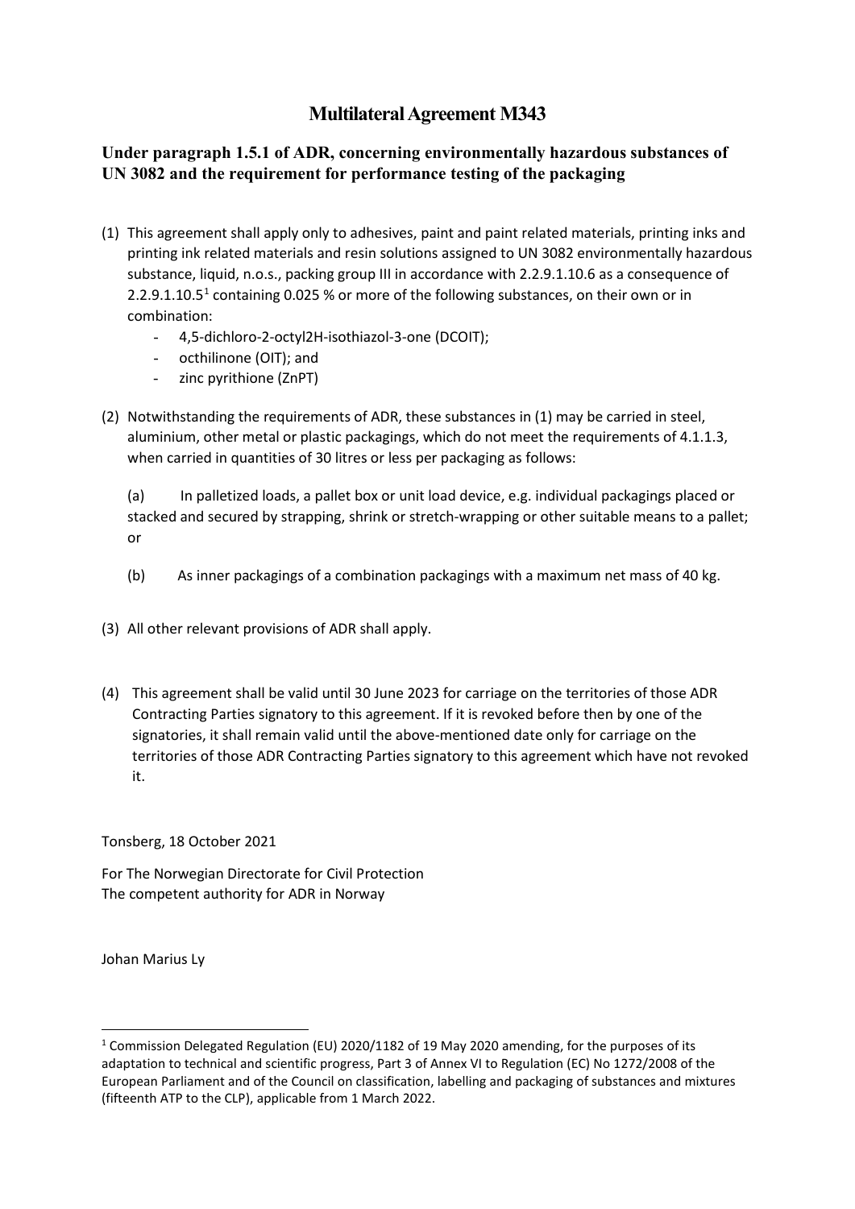# Multilateral Agreement M343

## Under paragraph 1.5.1 of ADR, concerning environmentally hazardous substances of UN 3082 and the requirement for performance testing of the packaging

(1) This agreement shall apply only to adhesives, paint and paint related materials, printing inks and printing ink related materials and resin solutions assigned to UN 3082 environmentally hazardous substance, liquid, n.o.s., packing group III in accordance with 2.2.9.1.10.6 as a consequence of 2.2.9.1.10.5[1] containing 0.025 % or more of the following substances, on their own or in combination:

- 4,5-dichloro-2-octyl2H-isothiazol-3-one (DCOIT);
- octhilinone (OIT); and
- zinc pyrithione (ZnPT)

(2) Notwithstanding the requirements of ADR, these substances in (1) may be carried in steel, aluminium, other metal or plastic packagings, which do not meet the requirements of 4.1.1.3, when carried in quantities of 30 litres or less per packaging as follows:

(a) In palletized loads, a pallet box or unit load device, e.g. individual packagings placed or stacked and secured by strapping, shrink or stretch-wrapping or other suitable means to a pallet; or

(b) As inner packagings of a combination packagings with a maximum net mass of 40 kg.

(3) All other relevant provisions of ADR shall apply.

(4) This agreement shall be valid until 30 June 2023 for carriage on the territories of those ADR Contracting Parties signatory to this agreement. If it is revoked before then by one of the signatories, it shall remain valid until the above-mentioned date only for carriage on the territories of those ADR Contracting Parties signatory to this agreement which have not revoked it.

Tonsberg, 18 October 2021

For The Norwegian Directorate for Civil Protection
The competent authority for ADR in Norway

Johan Marius Ly

---

[1] Commission Delegated Regulation (EU) 2020/1182 of 19 May 2020 amending, for the purposes of its adaptation to technical and scientific progress, Part 3 of Annex VI to Regulation (EC) No 1272/2008 of the European Parliament and of the Council on classification, labelling and packaging of substances and mixtures (fifteenth ATP to the CLP), applicable from 1 March 2022.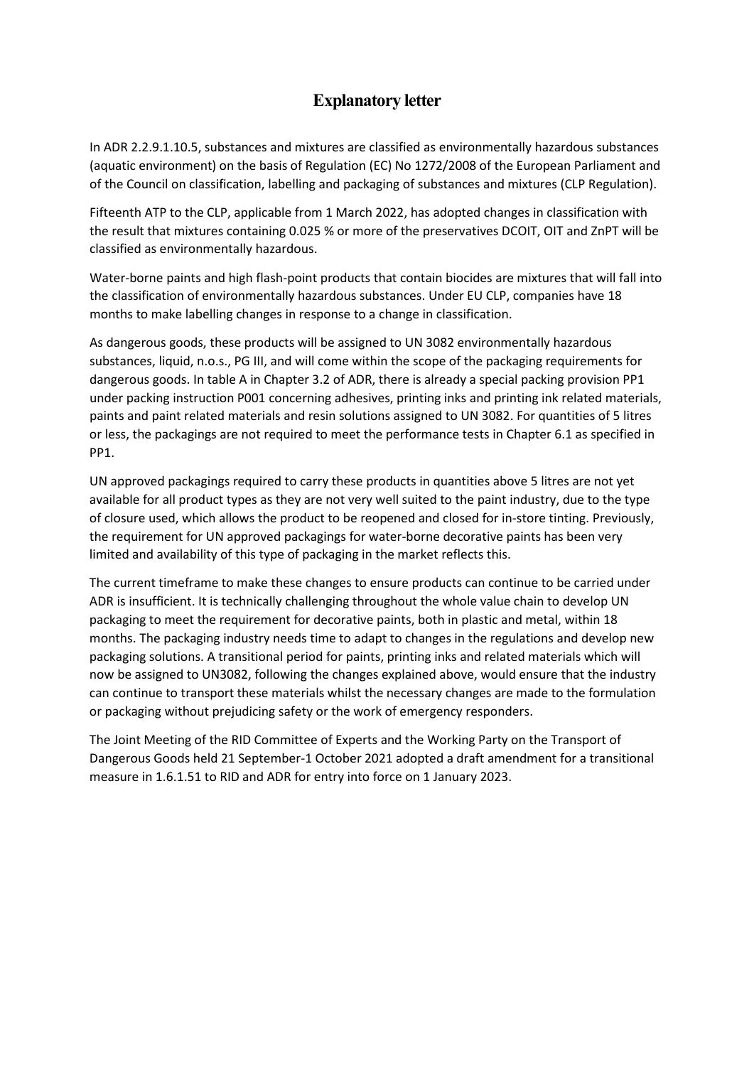# Explanatory letter

In ADR 2.2.9.1.10.5, substances and mixtures are classified as environmentally hazardous substances (aquatic environment) on the basis of Regulation (EC) No 1272/2008 of the European Parliament and of the Council on classification, labelling and packaging of substances and mixtures (CLP Regulation).

Fifteenth ATP to the CLP, applicable from 1 March 2022, has adopted changes in classification with the result that mixtures containing 0.025 % or more of the preservatives DCOIT, OIT and ZnPT will be classified as environmentally hazardous.

Water-borne paints and high flash-point products that contain biocides are mixtures that will fall into the classification of environmentally hazardous substances. Under EU CLP, companies have 18 months to make labelling changes in response to a change in classification.

As dangerous goods, these products will be assigned to UN 3082 environmentally hazardous substances, liquid, n.o.s., PG III, and will come within the scope of the packaging requirements for dangerous goods. In table A in Chapter 3.2 of ADR, there is already a special packing provision PP1 under packing instruction P001 concerning adhesives, printing inks and printing ink related materials, paints and paint related materials and resin solutions assigned to UN 3082. For quantities of 5 litres or less, the packagings are not required to meet the performance tests in Chapter 6.1 as specified in PP1.

UN approved packagings required to carry these products in quantities above 5 litres are not yet available for all product types as they are not very well suited to the paint industry, due to the type of closure used, which allows the product to be reopened and closed for in-store tinting. Previously, the requirement for UN approved packagings for water-borne decorative paints has been very limited and availability of this type of packaging in the market reflects this.

The current timeframe to make these changes to ensure products can continue to be carried under ADR is insufficient. It is technically challenging throughout the whole value chain to develop UN packaging to meet the requirement for decorative paints, both in plastic and metal, within 18 months. The packaging industry needs time to adapt to changes in the regulations and develop new packaging solutions. A transitional period for paints, printing inks and related materials which will now be assigned to UN3082, following the changes explained above, would ensure that the industry can continue to transport these materials whilst the necessary changes are made to the formulation or packaging without prejudicing safety or the work of emergency responders.

The Joint Meeting of the RID Committee of Experts and the Working Party on the Transport of Dangerous Goods held 21 September-1 October 2021 adopted a draft amendment for a transitional measure in 1.6.1.51 to RID and ADR for entry into force on 1 January 2023.